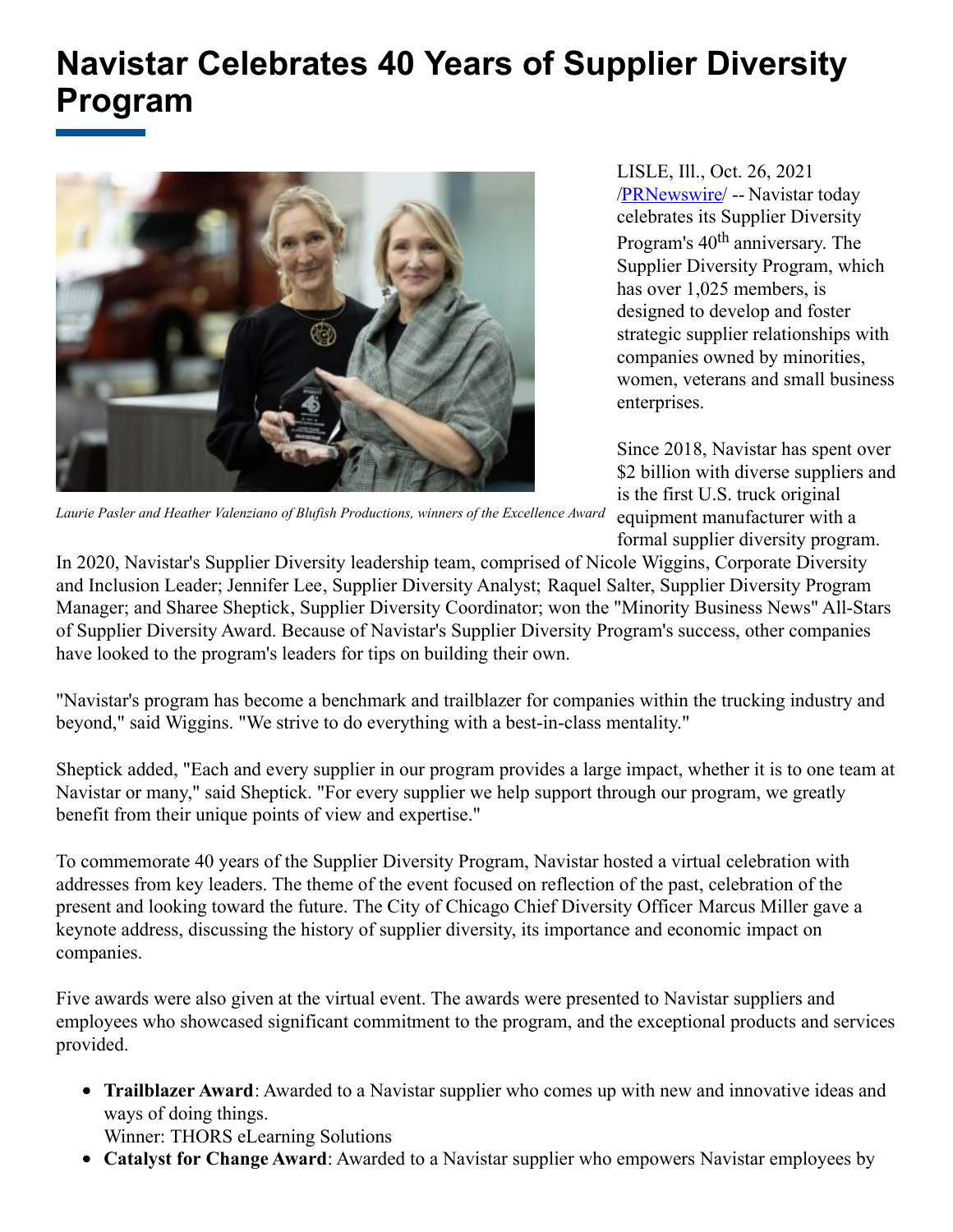# Navistar Celebrates 40 Years of Supplier Diversity Program

*Laurie Pasler and Heather Valenziano of Blufish Productions, winners of the Excellence Award*

LISLE, Ill., Oct. 26, 2021 /PRNewswire/ -- Navistar today celebrates its Supplier Diversity Program's 40th anniversary. The Supplier Diversity Program, which has over 1,025 members, is designed to develop and foster strategic supplier relationships with companies owned by minorities, women, veterans and small business enterprises.

Since 2018, Navistar has spent over $2 billion with diverse suppliers and is the first U.S. truck original equipment manufacturer with a formal supplier diversity program.

In 2020, Navistar's Supplier Diversity leadership team, comprised of Nicole Wiggins, Corporate Diversity and Inclusion Leader; Jennifer Lee, Supplier Diversity Analyst; Raquel Salter, Supplier Diversity Program Manager; and Sharee Sheptick, Supplier Diversity Coordinator; won the "Minority Business News" All-Stars of Supplier Diversity Award. Because of Navistar's Supplier Diversity Program's success, other companies have looked to the program's leaders for tips on building their own.

"Navistar's program has become a benchmark and trailblazer for companies within the trucking industry and beyond," said Wiggins. "We strive to do everything with a best-in-class mentality."

Sheptick added, "Each and every supplier in our program provides a large impact, whether it is to one team at Navistar or many," said Sheptick. "For every supplier we help support through our program, we greatly benefit from their unique points of view and expertise."

To commemorate 40 years of the Supplier Diversity Program, Navistar hosted a virtual celebration with addresses from key leaders. The theme of the event focused on reflection of the past, celebration of the present and looking toward the future. The City of Chicago Chief Diversity Officer Marcus Miller gave a keynote address, discussing the history of supplier diversity, its importance and economic impact on companies.

Five awards were also given at the virtual event. The awards were presented to Navistar suppliers and employees who showcased significant commitment to the program, and the exceptional products and services provided.

- **Trailblazer Award**: Awarded to a Navistar supplier who comes up with new and innovative ideas and ways of doing things.
  Winner: THORS eLearning Solutions
- **Catalyst for Change Award**: Awarded to a Navistar supplier who empowers Navistar employees by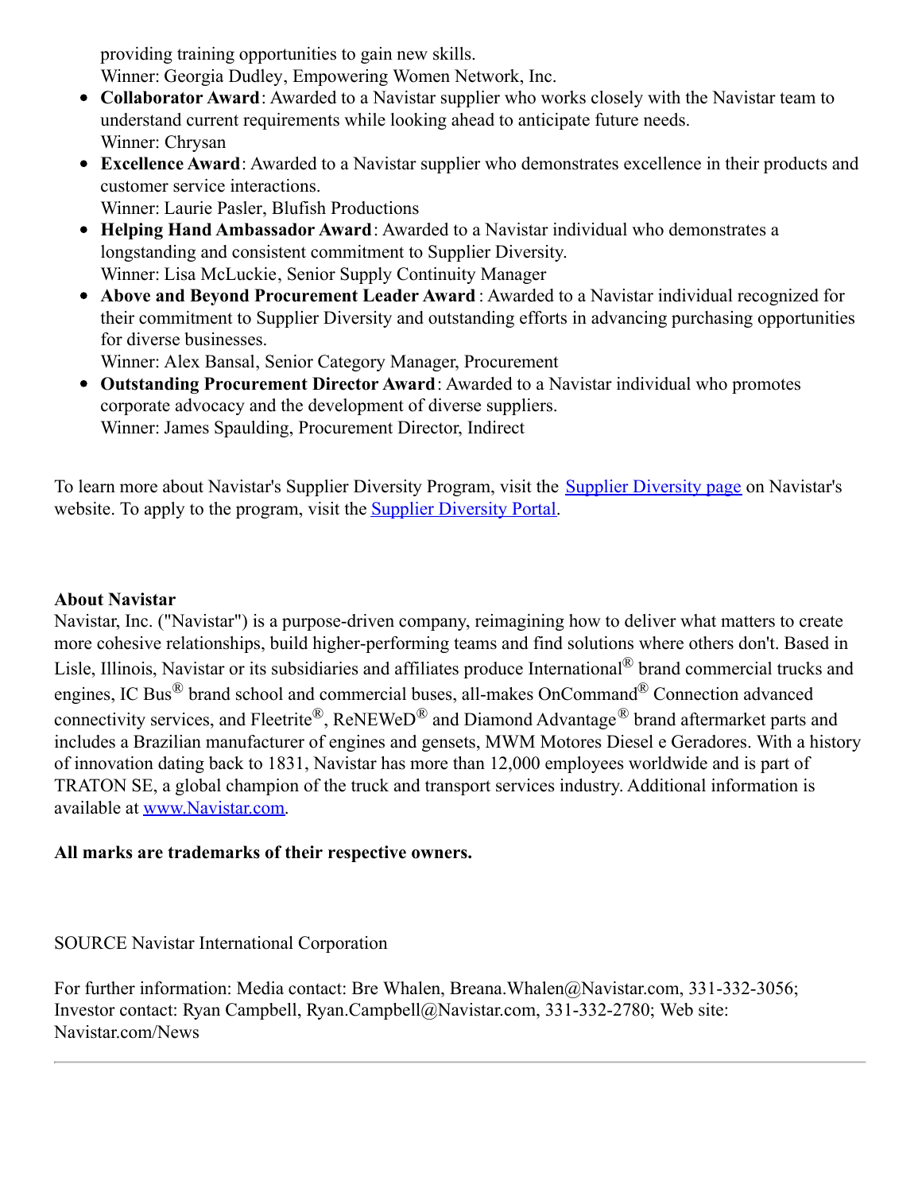providing training opportunities to gain new skills.
Winner: Georgia Dudley, Empowering Women Network, Inc.

- **Collaborator Award**: Awarded to a Navistar supplier who works closely with the Navistar team to understand current requirements while looking ahead to anticipate future needs.
Winner: Chrysan
- **Excellence Award**: Awarded to a Navistar supplier who demonstrates excellence in their products and customer service interactions.
Winner: Laurie Pasler, Blufish Productions
- **Helping Hand Ambassador Award**: Awarded to a Navistar individual who demonstrates a longstanding and consistent commitment to Supplier Diversity.
Winner: Lisa McLuckie, Senior Supply Continuity Manager
- **Above and Beyond Procurement Leader Award** : Awarded to a Navistar individual recognized for their commitment to Supplier Diversity and outstanding efforts in advancing purchasing opportunities for diverse businesses.
Winner: Alex Bansal, Senior Category Manager, Procurement
- **Outstanding Procurement Director Award**: Awarded to a Navistar individual who promotes corporate advocacy and the development of diverse suppliers.
Winner: James Spaulding, Procurement Director, Indirect

To learn more about Navistar's Supplier Diversity Program, visit the Supplier Diversity page on Navistar's website. To apply to the program, visit the Supplier Diversity Portal.

**About Navistar**
Navistar, Inc. ("Navistar") is a purpose-driven company, reimagining how to deliver what matters to create more cohesive relationships, build higher-performing teams and find solutions where others don't. Based in Lisle, Illinois, Navistar or its subsidiaries and affiliates produce International® brand commercial trucks and engines, IC Bus® brand school and commercial buses, all-makes OnCommand® Connection advanced connectivity services, and Fleetrite®, ReNEWeD® and Diamond Advantage® brand aftermarket parts and includes a Brazilian manufacturer of engines and gensets, MWM Motores Diesel e Geradores. With a history of innovation dating back to 1831, Navistar has more than 12,000 employees worldwide and is part of TRATON SE, a global champion of the truck and transport services industry. Additional information is available at www.Navistar.com.

**All marks are trademarks of their respective owners.**

SOURCE Navistar International Corporation

For further information: Media contact: Bre Whalen, Breana.Whalen@Navistar.com, 331-332-3056; Investor contact: Ryan Campbell, Ryan.Campbell@Navistar.com, 331-332-2780; Web site: Navistar.com/News